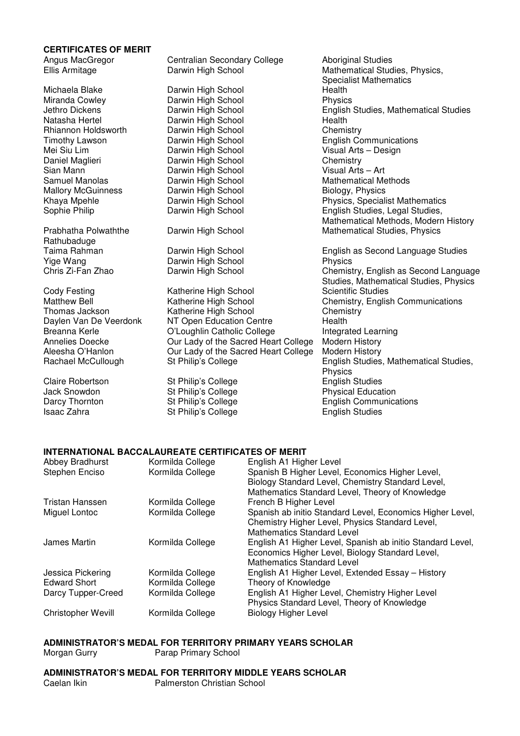## CERTIFICATES OF MERIT

| Name | School | Subject(s) |
|---|---|---|
| Angus MacGregor | Centralian Secondary College | Aboriginal Studies |
| Ellis Armitage | Darwin High School | Mathematical Studies, Physics, Specialist Mathematics |
| Michaela Blake | Darwin High School | Health |
| Miranda Cowley | Darwin High School | Physics |
| Jethro Dickens | Darwin High School | English Studies, Mathematical Studies |
| Natasha Hertel | Darwin High School | Health |
| Rhiannon Holdsworth | Darwin High School | Chemistry |
| Timothy Lawson | Darwin High School | English Communications |
| Mei Siu Lim | Darwin High School | Visual Arts – Design |
| Daniel Maglieri | Darwin High School | Chemistry |
| Sian Mann | Darwin High School | Visual Arts – Art |
| Samuel Manolas | Darwin High School | Mathematical Methods |
| Mallory McGuinness | Darwin High School | Biology, Physics |
| Khaya Mpehle | Darwin High School | Physics, Specialist Mathematics |
| Sophie Philip | Darwin High School | English Studies, Legal Studies, Mathematical Methods, Modern History |
| Prabhatha Polwaththe Rathubaduge | Darwin High School | Mathematical Studies, Physics |
| Taima Rahman | Darwin High School | English as Second Language Studies |
| Yige Wang | Darwin High School | Physics |
| Chris Zi-Fan Zhao | Darwin High School | Chemistry, English as Second Language Studies, Mathematical Studies, Physics |
| Cody Festing | Katherine High School | Scientific Studies |
| Matthew Bell | Katherine High School | Chemistry, English Communications |
| Thomas Jackson | Katherine High School | Chemistry |
| Daylen Van De Veerdonk | NT Open Education Centre | Health |
| Breanna Kerle | O'Loughlin Catholic College | Integrated Learning |
| Annelies Doecke | Our Lady of the Sacred Heart College | Modern History |
| Aleesha O'Hanlon | Our Lady of the Sacred Heart College | Modern History |
| Rachael McCullough | St Philip's College | English Studies, Mathematical Studies, Physics |
| Claire Robertson | St Philip's College | English Studies |
| Jack Snowdon | St Philip's College | Physical Education |
| Darcy Thornton | St Philip's College | English Communications |
| Isaac Zahra | St Philip's College | English Studies |

## INTERNATIONAL BACCALAUREATE CERTIFICATES OF MERIT

| Name | School | Subject(s) |
|---|---|---|
| Abbey Bradhurst | Kormilda College | English A1 Higher Level |
| Stephen Enciso | Kormilda College | Spanish B Higher Level, Economics Higher Level, Biology Standard Level, Chemistry Standard Level, Mathematics Standard Level, Theory of Knowledge |
| Tristan Hanssen | Kormilda College | French B Higher Level |
| Miguel Lontoc | Kormilda College | Spanish ab initio Standard Level, Economics Higher Level, Chemistry Higher Level, Physics Standard Level, Mathematics Standard Level |
| James Martin | Kormilda College | English A1 Higher Level, Spanish ab initio Standard Level, Economics Higher Level, Biology Standard Level, Mathematics Standard Level |
| Jessica Pickering | Kormilda College | English A1 Higher Level, Extended Essay – History |
| Edward Short | Kormilda College | Theory of Knowledge |
| Darcy Tupper-Creed | Kormilda College | English A1 Higher Level, Chemistry Higher Level Physics Standard Level, Theory of Knowledge |
| Christopher Wevill | Kormilda College | Biology Higher Level |

## ADMINISTRATOR'S MEDAL FOR TERRITORY PRIMARY YEARS SCHOLAR

Morgan Gurry — Parap Primary School

## ADMINISTRATOR'S MEDAL FOR TERRITORY MIDDLE YEARS SCHOLAR

Caelan Ikin — Palmerston Christian School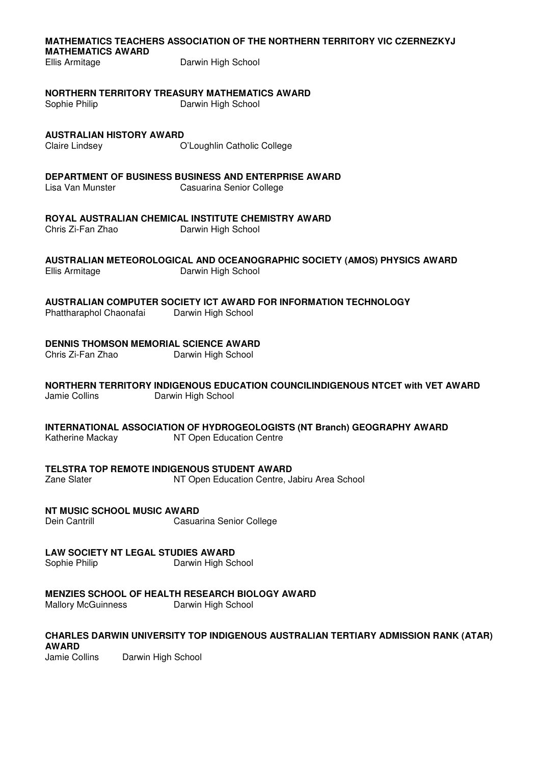**MATHEMATICS TEACHERS ASSOCIATION OF THE NORTHERN TERRITORY VIC CZERNEZKYJ MATHEMATICS AWARD**
Ellis Armitage Darwin High School

**NORTHERN TERRITORY TREASURY MATHEMATICS AWARD**
Sophie Philip Darwin High School

**AUSTRALIAN HISTORY AWARD**
Claire Lindsey O'Loughlin Catholic College

**DEPARTMENT OF BUSINESS BUSINESS AND ENTERPRISE AWARD**
Lisa Van Munster Casuarina Senior College

**ROYAL AUSTRALIAN CHEMICAL INSTITUTE CHEMISTRY AWARD**
Chris Zi-Fan Zhao Darwin High School

**AUSTRALIAN METEOROLOGICAL AND OCEANOGRAPHIC SOCIETY (AMOS) PHYSICS AWARD**
Ellis Armitage Darwin High School

**AUSTRALIAN COMPUTER SOCIETY ICT AWARD FOR INFORMATION TECHNOLOGY**
Phattharaphol Chaonafai Darwin High School

**DENNIS THOMSON MEMORIAL SCIENCE AWARD**
Chris Zi-Fan Zhao Darwin High School

**NORTHERN TERRITORY INDIGENOUS EDUCATION COUNCILINDIGENOUS NTCET with VET AWARD**
Jamie Collins Darwin High School

**INTERNATIONAL ASSOCIATION OF HYDROGEOLOGISTS (NT Branch) GEOGRAPHY AWARD**
Katherine Mackay NT Open Education Centre

**TELSTRA TOP REMOTE INDIGENOUS STUDENT AWARD**
Zane Slater NT Open Education Centre, Jabiru Area School

**NT MUSIC SCHOOL MUSIC AWARD**
Dein Cantrill Casuarina Senior College

**LAW SOCIETY NT LEGAL STUDIES AWARD**
Sophie Philip Darwin High School

**MENZIES SCHOOL OF HEALTH RESEARCH BIOLOGY AWARD**
Mallory McGuinness Darwin High School

**CHARLES DARWIN UNIVERSITY TOP INDIGENOUS AUSTRALIAN TERTIARY ADMISSION RANK (ATAR) AWARD**
Jamie Collins Darwin High School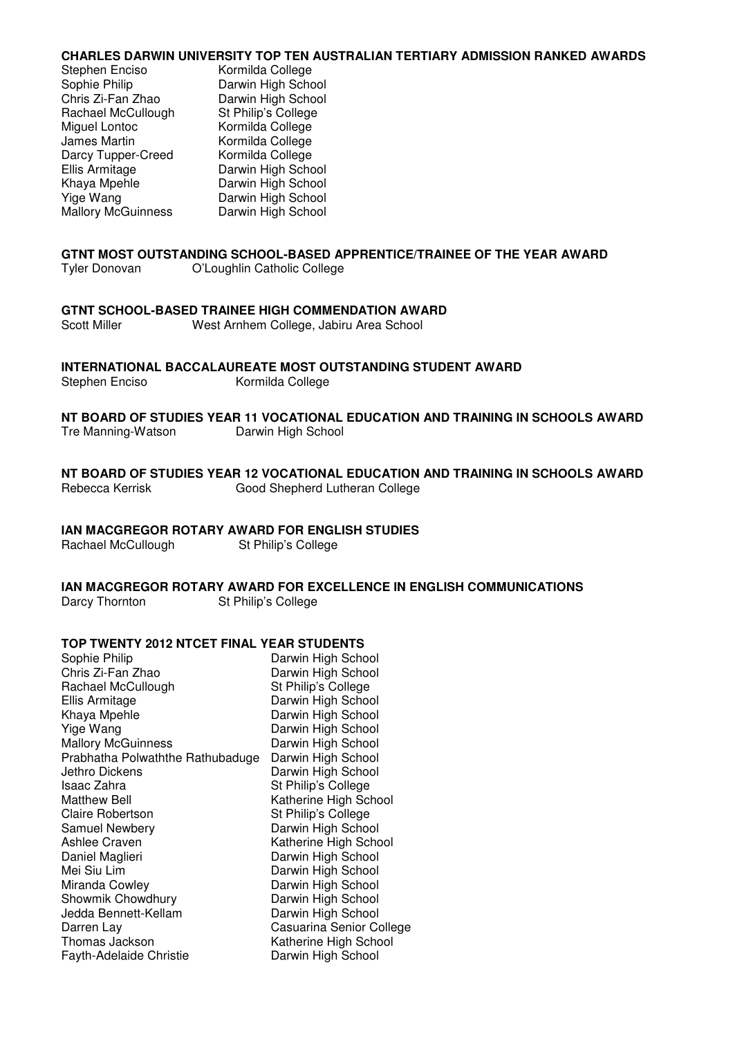## CHARLES DARWIN UNIVERSITY TOP TEN AUSTRALIAN TERTIARY ADMISSION RANKED AWARDS

| | |
|---|---|
| Stephen Enciso | Kormilda College |
| Sophie Philip | Darwin High School |
| Chris Zi-Fan Zhao | Darwin High School |
| Rachael McCullough | St Philip's College |
| Miguel Lontoc | Kormilda College |
| James Martin | Kormilda College |
| Darcy Tupper-Creed | Kormilda College |
| Ellis Armitage | Darwin High School |
| Khaya Mpehle | Darwin High School |
| Yige Wang | Darwin High School |
| Mallory McGuinness | Darwin High School |

## GTNT MOST OUTSTANDING SCHOOL-BASED APPRENTICE/TRAINEE OF THE YEAR AWARD

Tyler Donovan O'Loughlin Catholic College

## GTNT SCHOOL-BASED TRAINEE HIGH COMMENDATION AWARD

Scott Miller West Arnhem College, Jabiru Area School

## INTERNATIONAL BACCALAUREATE MOST OUTSTANDING STUDENT AWARD

Stephen Enciso Kormilda College

## NT BOARD OF STUDIES YEAR 11 VOCATIONAL EDUCATION AND TRAINING IN SCHOOLS AWARD

Tre Manning-Watson Darwin High School

## NT BOARD OF STUDIES YEAR 12 VOCATIONAL EDUCATION AND TRAINING IN SCHOOLS AWARD

Rebecca Kerrisk Good Shepherd Lutheran College

## IAN MACGREGOR ROTARY AWARD FOR ENGLISH STUDIES

Rachael McCullough St Philip's College

## IAN MACGREGOR ROTARY AWARD FOR EXCELLENCE IN ENGLISH COMMUNICATIONS

Darcy Thornton St Philip's College

## TOP TWENTY 2012 NTCET FINAL YEAR STUDENTS

| | |
|---|---|
| Sophie Philip | Darwin High School |
| Chris Zi-Fan Zhao | Darwin High School |
| Rachael McCullough | St Philip's College |
| Ellis Armitage | Darwin High School |
| Khaya Mpehle | Darwin High School |
| Yige Wang | Darwin High School |
| Mallory McGuinness | Darwin High School |
| Prabhatha Polwaththe Rathubaduge | Darwin High School |
| Jethro Dickens | Darwin High School |
| Isaac Zahra | St Philip's College |
| Matthew Bell | Katherine High School |
| Claire Robertson | St Philip's College |
| Samuel Newbery | Darwin High School |
| Ashlee Craven | Katherine High School |
| Daniel Maglieri | Darwin High School |
| Mei Siu Lim | Darwin High School |
| Miranda Cowley | Darwin High School |
| Showmik Chowdhury | Darwin High School |
| Jedda Bennett-Kellam | Darwin High School |
| Darren Lay | Casuarina Senior College |
| Thomas Jackson | Katherine High School |
| Fayth-Adelaide Christie | Darwin High School |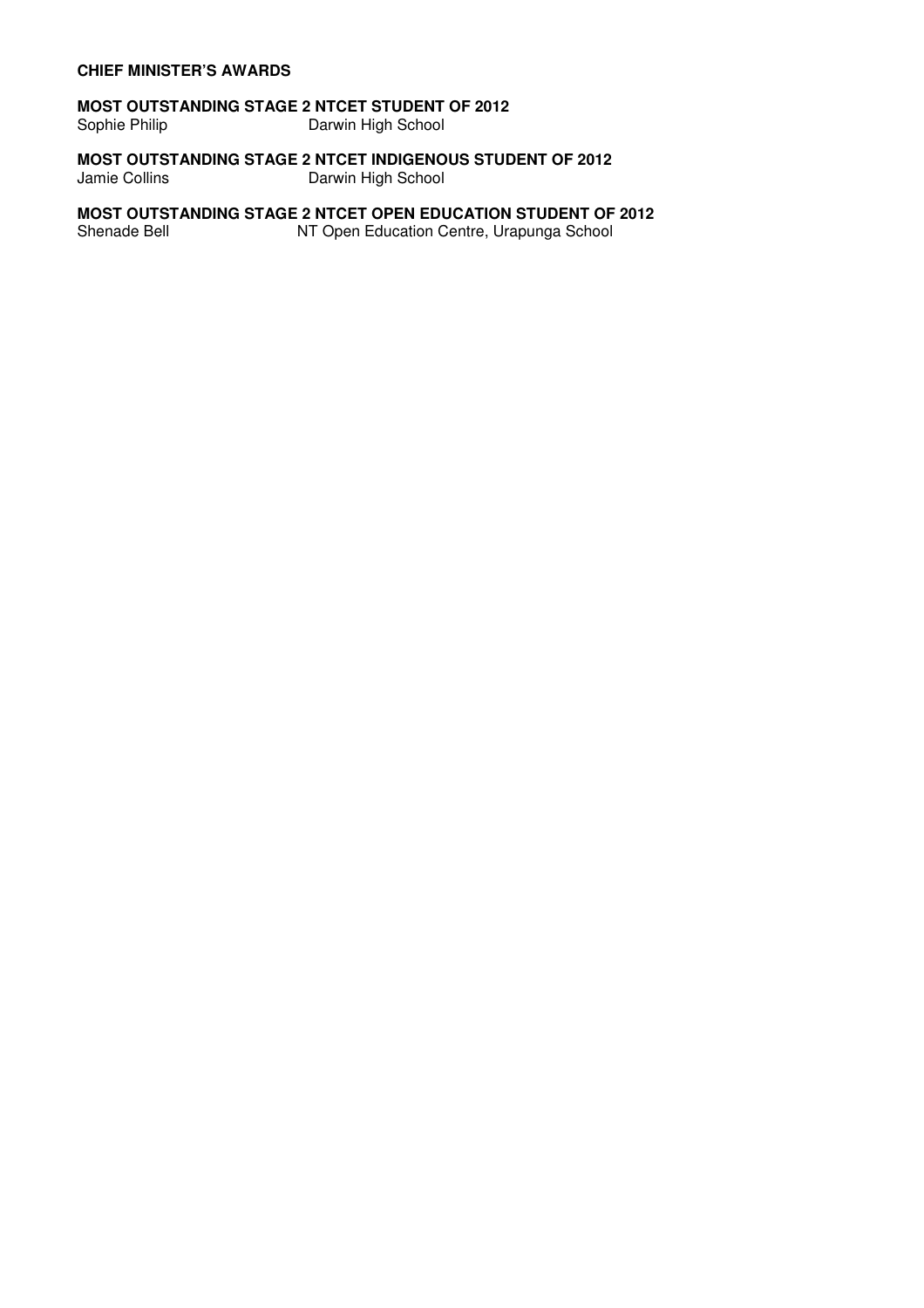**CHIEF MINISTER'S AWARDS**

**MOST OUTSTANDING STAGE 2 NTCET STUDENT OF 2012**

Sophie Philip Darwin High School

**MOST OUTSTANDING STAGE 2 NTCET INDIGENOUS STUDENT OF 2012**

Jamie Collins Darwin High School

**MOST OUTSTANDING STAGE 2 NTCET OPEN EDUCATION STUDENT OF 2012**

Shenade Bell NT Open Education Centre, Urapunga School